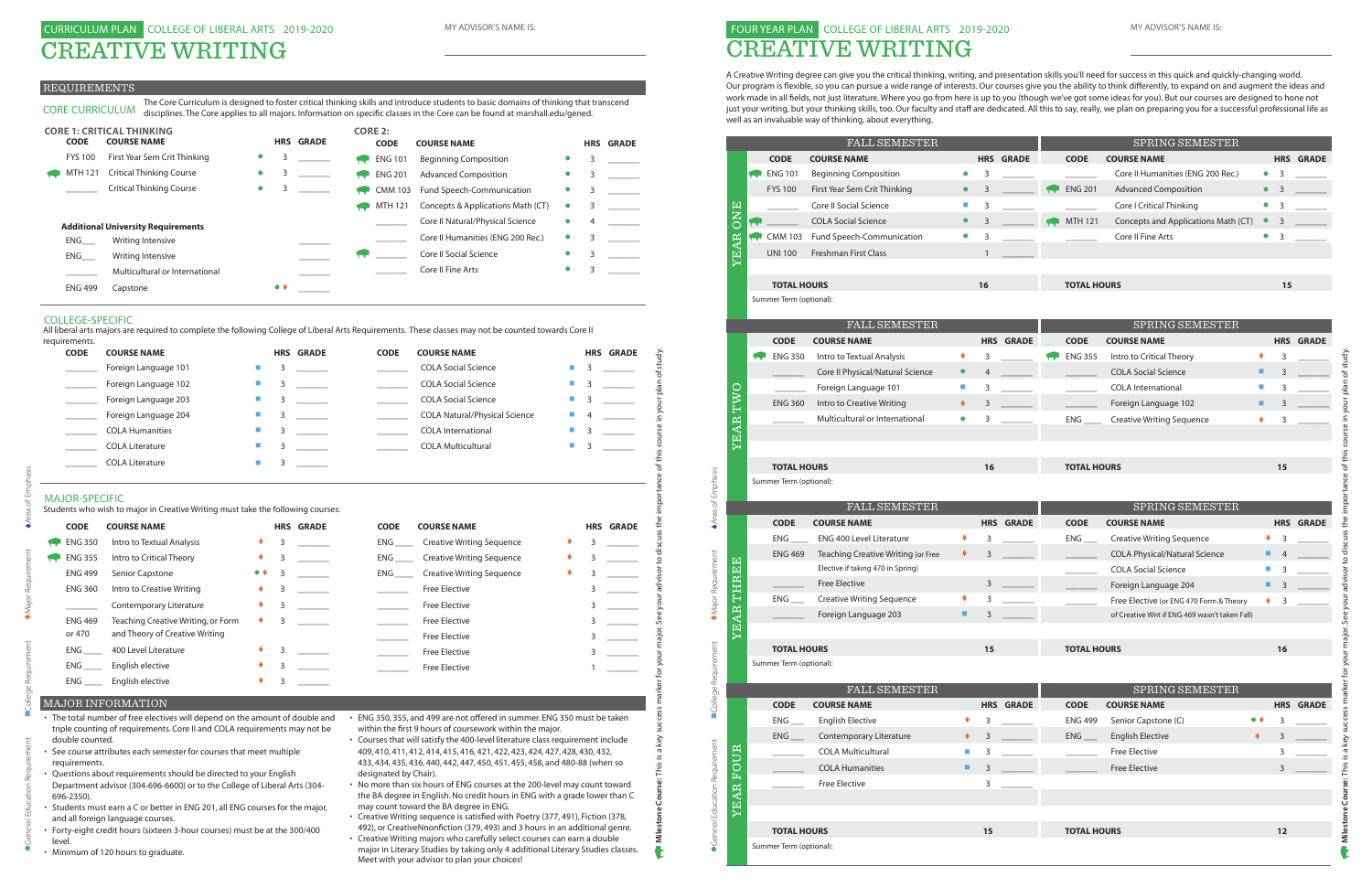# CURRICULUM PLAN — COLLEGE OF LIBERAL ARTS 2019-2020

# CREATIVE WRITING

MY ADVISOR'S NAME IS: ____________________

## REQUIREMENTS

**CORE CURRICULUM** The Core Curriculum is designed to foster critical thinking skills and introduce students to basic domains of thinking that transcend disciplines. The Core applies to all majors. Information on specific classes in the Core can be found at marshall.edu/gened.

### CORE 1: CRITICAL THINKING

| CODE | COURSE NAME | | HRS | GRADE |
|---|---|---|---|---|
| FYS 100 | First Year Sem Crit Thinking | ● | 3 | |
| MTH 121 | Critical Thinking Course | ● | 3 | |
| ______ | Critical Thinking Course | ● | 3 | |

**Additional University Requirements**

| CODE | COURSE NAME | | HRS | GRADE |
|---|---|---|---|---|
| ENG___ | Writing Intensive | | | |
| ENG___ | Writing Intensive | | | |
| ______ | Multicultural or International | | | |
| ENG 499 | Capstone | ●♦ | | |

### CORE 2:

| CODE | COURSE NAME | | HRS | GRADE |
|---|---|---|---|---|
| ENG 101 | Beginning Composition | ● | 3 | |
| ENG 201 | Advanced Composition | ● | 3 | |
| CMM 103 | Fund Speech-Communication | ● | 3 | |
| MTH 121 | Concepts & Applications Math (CT) | ● | 3 | |
| ______ | Core II Natural/Physical Science | ● | 4 | |
| ______ | Core II Humanities (ENG 200 Rec.) | ● | 3 | |
| ______ | Core II Social Science | ● | 3 | |
| ______ | Core II Fine Arts | ● | 3 | |

## COLLEGE-SPECIFIC

All liberal arts majors are required to complete the following College of Liberal Arts Requirements. These classes may not be counted towards Core II requirements.

| CODE | COURSE NAME | | HRS | GRADE |
|---|---|---|---|---|
| ______ | Foreign Language 101 | ■ | 3 | |
| ______ | Foreign Language 102 | ■ | 3 | |
| ______ | Foreign Language 203 | ■ | 3 | |
| ______ | Foreign Language 204 | ■ | 3 | |
| ______ | COLA Humanities | ■ | 3 | |
| ______ | COLA Literature | ■ | 3 | |
| ______ | COLA Literature | ■ | 3 | |
| ______ | COLA Social Science | ■ | 3 | |
| ______ | COLA Social Science | ■ | 3 | |
| ______ | COLA Social Science | ■ | 3 | |
| ______ | COLA Natural/Physical Science | ■ | 4 | |
| ______ | COLA International | ■ | 3 | |
| ______ | COLA Multicultural | ■ | 3 | |

## MAJOR-SPECIFIC

Students who wish to major in Creative Writing must take the following courses:

| CODE | COURSE NAME | | HRS | GRADE |
|---|---|---|---|---|
| ENG 350 | Intro to Textual Analysis | ♦ | 3 | |
| ENG 355 | Intro to Critical Theory | ♦ | 3 | |
| ENG 499 | Senior Capstone | ●♦ | 3 | |
| ENG 360 | Intro to Creative Writing | ♦ | 3 | |
| | Contemporary Literature | ♦ | 3 | |
| ENG 469 or 470 | Teaching Creative Writing, or Form and Theory of Creative Writing | ♦ | 3 | |
| ENG ___ | 400 Level Literature | ♦ | 3 | |
| ENG ___ | English elective | ♦ | 3 | |
| ENG ___ | English elective | ♦ | 3 | |
| ENG ___ | Creative Writing Sequence | ♦ | 3 | |
| ENG ___ | Creative Writing Sequence | ♦ | 3 | |
| ENG ___ | Creative Writing Sequence | ♦ | 3 | |
| ______ | Free Elective | | 3 | |
| ______ | Free Elective | | 3 | |
| ______ | Free Elective | | 3 | |
| ______ | Free Elective | | 3 | |
| ______ | Free Elective | | 3 | |
| ______ | Free Elective | | 1 | |

## MAJOR INFORMATION

- The total number of free electives will depend on the amount of double and triple counting of requirements. Core II and COLA requirements may not be double counted.
- See course attributes each semester for courses that meet multiple requirements.
- Questions about requirements should be directed to your English Department advisor (304-696-6600) or to the College of Liberal Arts (304-696-2350).
- Students must earn a C or better in ENG 201, all ENG courses for the major, and all foreign language courses.
- Forty-eight credit hours (sixteen 3-hour courses) must be at the 300/400 level.
- Minimum of 120 hours to graduate.
- ENG 350, 355, and 499 are not offered in summer. ENG 350 must be taken within the first 9 hours of coursework within the major.
- Courses that will satisfy the 400-level literature class requirement include 409, 410, 411, 412, 414, 415, 416, 421, 422, 423, 424, 427, 428, 430, 432, 433, 434, 435, 436, 440, 442, 447, 450, 451, 455, 458, and 480-88 (when so designated by Chair).
- No more than six hours of ENG courses at the 200-level may count toward the BA degree in English. No credit hours in ENG with a grade lower than C may count toward the BA degree in ENG.
- Creative Writing sequence is satisfied with Poetry (377, 491), Fiction (378, 492), or CreativeNnonfiction (379, 493) and 3 hours in an additional genre.
- Creative Writing majors who carefully select courses can earn a double major in Literary Studies by taking only 4 additional Literary Studies classes. Meet with your advisor to plan your choices!

Legend: ● General Education Requirement ■ College Requirement ♦ Major Requirement ♦ Area of Emphasis

**Milestone Course:** This is a key success marker for your major. See your advisor to discuss the importance of this course in your plan of study.

# FOUR YEAR PLAN — COLLEGE OF LIBERAL ARTS 2019-2020

# CREATIVE WRITING

MY ADVISOR'S NAME IS: ____________________

A Creative Writing degree can give you the critical thinking, writing, and presentation skills you'll need for success in this quick and quickly-changing world. Our program is flexible, so you can pursue a wide range of interests. Our courses give you the ability to think differently, to expand on and augment the ideas and work made in all fields, not just literature. Where you go from here is up to you (though we've got some ideas for you). But our courses are designed to hone not just your writing, but your thinking skills, too. Our faculty and staff are dedicated. All this to say, really, we plan on preparing you for a successful professional life as well as an invaluable way of thinking, about everything.

### YEAR ONE

| FALL CODE | COURSE NAME | | HRS | GRADE | SPRING CODE | COURSE NAME | | HRS | GRADE |
|---|---|---|---|---|---|---|---|---|---|
| ENG 101 | Beginning Composition | ● | 3 | | ______ | Core II Humanities (ENG 200 Rec.) | ● | 3 | |
| FYS 100 | First Year Sem Crit Thinking | ● | 3 | | ENG 201 | Advanced Composition | ● | 3 | |
| ______ | Core II Social Science | ■ | 3 | | ______ | Core I Critical Thinking | ● | 3 | |
| ______ | COLA Social Science | ● | 3 | | MTH 121 | Concepts and Applications Math (CT) | ● | 3 | |
| CMM 103 | Fund Speech-Communication | ● | 3 | | ______ | Core II Fine Arts | ● | 3 | |
| UNI 100 | Freshman First Class | | 1 | | | | | | |
| **TOTAL HOURS** | | | **16** | | **TOTAL HOURS** | | | **15** | |

Summer Term (optional):

### YEAR TWO

| FALL CODE | COURSE NAME | | HRS | GRADE | SPRING CODE | COURSE NAME | | HRS | GRADE |
|---|---|---|---|---|---|---|---|---|---|
| ENG 350 | Intro to Textual Analysis | ♦ | 3 | | ENG 355 | Intro to Critical Theory | ♦ | 3 | |
| ______ | Core II Physical/Natural Science | ● | 4 | | ______ | COLA Social Science | ■ | 3 | |
| ______ | Foreign Language 101 | ■ | 3 | | ______ | COLA International | ■ | 3 | |
| ENG 360 | Intro to Creative Writing | ♦ | 3 | | ______ | Foreign Language 102 | ■ | 3 | |
| ______ | Multicultural or International | ● | 3 | | ENG ___ | Creative Writing Sequence | ♦ | 3 | |
| **TOTAL HOURS** | | | **16** | | **TOTAL HOURS** | | | **15** | |

Summer Term (optional):

### YEAR THREE

| FALL CODE | COURSE NAME | | HRS | GRADE | SPRING CODE | COURSE NAME | | HRS | GRADE |
|---|---|---|---|---|---|---|---|---|---|
| ENG ___ | ENG 400 Level Literature | ♦ | 3 | | ENG ___ | Creative Writing Sequence | ♦ | 3 | |
| ENG 469 | Teaching Creative Writing (or Free Elective if taking 470 in Spring) | ♦ | 3 | | ______ | COLA Physical/Natural Science | ■ | 4 | |
| ______ | Free Elective | | 3 | | ______ | COLA Social Science | ■ | 3 | |
| ENG ___ | Creative Writing Sequence | ♦ | 3 | | ______ | Foreign Language 204 | ■ | 3 | |
| ______ | Foreign Language 203 | ■ | 3 | | ______ | Free Elective (or ENG 470 Form & Theory of Creative Writ if ENG 469 wasn't taken Fall) | ♦ | 3 | |
| **TOTAL HOURS** | | | **15** | | **TOTAL HOURS** | | | **16** | |

Summer Term (optional):

### YEAR FOUR

| FALL CODE | COURSE NAME | | HRS | GRADE | SPRING CODE | COURSE NAME | | HRS | GRADE |
|---|---|---|---|---|---|---|---|---|---|
| ENG ___ | English Elective | ♦ | 3 | | ENG 499 | Senior Capstone (C) | ●♦ | 3 | |
| ENG ___ | Contemporary Literature | ♦ | 3 | | ENG ___ | English Elective | ♦ | 3 | |
| ______ | COLA Multicultural | ■ | 3 | | ______ | Free Elective | | 3 | |
| ______ | COLA Humanities | ■ | 3 | | ______ | Free Elective | | 3 | |
| ______ | Free Elective | | 3 | | | | | | |
| **TOTAL HOURS** | | | **15** | | **TOTAL HOURS** | | | **12** | |

Summer Term (optional):

Legend: ● General Education Requirement ■ College Requirement ♦ Major Requirement ♦ Area of Emphasis

**Milestone Course:** This is a key success marker for your major. See your advisor to discuss the importance of this course in your plan of study.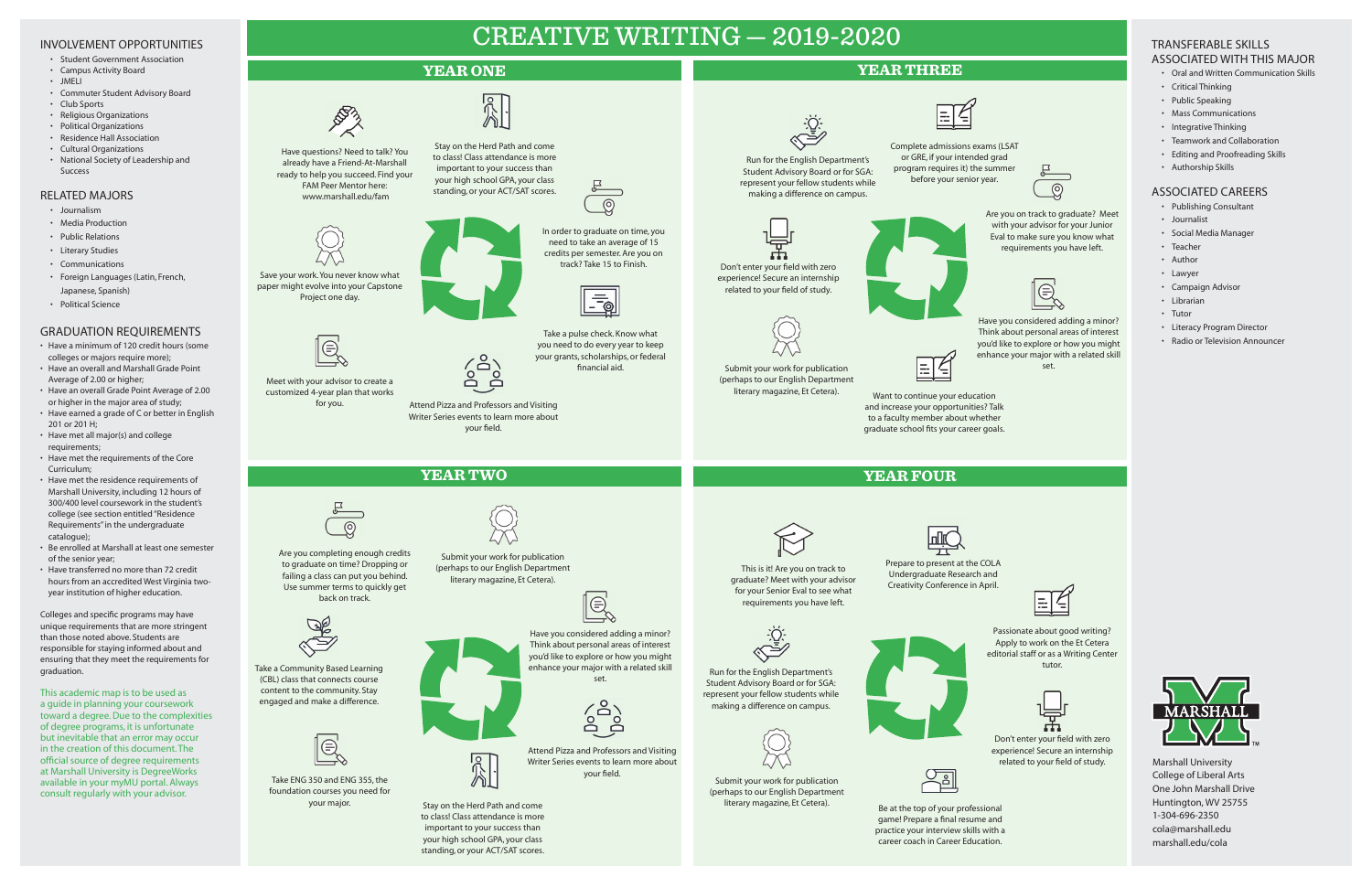# CREATIVE WRITING — 2019-2020

## INVOLVEMENT OPPORTUNITIES

- Student Government Association
- Campus Activity Board
- JMELI
- Commuter Student Advisory Board
- Club Sports
- Religious Organizations
- Political Organizations
- Residence Hall Association
- Cultural Organizations
- National Society of Leadership and Success

## RELATED MAJORS

- Journalism
- Media Production
- Public Relations
- Literary Studies
- Communications
- Foreign Languages (Latin, French, Japanese, Spanish)
- Political Science

## GRADUATION REQUIREMENTS

- Have a minimum of 120 credit hours (some colleges or majors require more);
- Have an overall and Marshall Grade Point Average of 2.00 or higher;
- Have an overall Grade Point Average of 2.00 or higher in the major area of study;
- Have earned a grade of C or better in English 201 or 201 H;
- Have met all major(s) and college requirements;
- Have met the requirements of the Core Curriculum;
- Have met the residence requirements of Marshall University, including 12 hours of 300/400 level coursework in the student's college (see section entitled "Residence Requirements" in the undergraduate catalogue);
- Be enrolled at Marshall at least one semester of the senior year;
- Have transferred no more than 72 credit hours from an accredited West Virginia two-year institution of higher education.

Colleges and specific programs may have unique requirements that are more stringent than those noted above. Students are responsible for staying informed about and ensuring that they meet the requirements for graduation.

This academic map is to be used as a guide in planning your coursework toward a degree. Due to the complexities of degree programs, it is unfortunate but inevitable that an error may occur in the creation of this document. The official source of degree requirements at Marshall University is DegreeWorks available in your myMU portal. Always consult regularly with your advisor.

## YEAR ONE

Have questions? Need to talk? You already have a Friend-At-Marshall ready to help you succeed. Find your FAM Peer Mentor here: www.marshall.edu/fam

Stay on the Herd Path and come to class! Class attendance is more important to your success than your high school GPA, your class standing, or your ACT/SAT scores.

In order to graduate on time, you need to take an average of 15 credits per semester. Are you on track? Take 15 to Finish.

Save your work. You never know what paper might evolve into your Capstone Project one day.

Take a pulse check. Know what you need to do every year to keep your grants, scholarships, or federal financial aid.

Meet with your advisor to create a customized 4-year plan that works for you.

Attend Pizza and Professors and Visiting Writer Series events to learn more about your field.

## YEAR TWO

Are you completing enough credits to graduate on time? Dropping or failing a class can put you behind. Use summer terms to quickly get back on track.

Submit your work for publication (perhaps to our English Department literary magazine, Et Cetera).

Have you considered adding a minor? Think about personal areas of interest you'd like to explore or how you might enhance your major with a related skill set.

Take a Community Based Learning (CBL) class that connects course content to the community. Stay engaged and make a difference.

Attend Pizza and Professors and Visiting Writer Series events to learn more about your field.

Take ENG 350 and ENG 355, the foundation courses you need for your major.

Stay on the Herd Path and come to class! Class attendance is more important to your success than your high school GPA, your class standing, or your ACT/SAT scores.

## YEAR THREE

Run for the English Department's Student Advisory Board or for SGA: represent your fellow students while making a difference on campus.

Complete admissions exams (LSAT or GRE, if your intended grad program requires it) the summer before your senior year.

Are you on track to graduate? Meet with your advisor for your Junior Eval to make sure you know what requirements you have left.

Don't enter your field with zero experience! Secure an internship related to your field of study.

Have you considered adding a minor? Think about personal areas of interest you'd like to explore or how you might enhance your major with a related skill set.

Submit your work for publication (perhaps to our English Department literary magazine, Et Cetera).

Want to continue your education and increase your opportunities? Talk to a faculty member about whether graduate school fits your career goals.

## YEAR FOUR

This is it! Are you on track to graduate? Meet with your advisor for your Senior Eval to see what requirements you have left.

Prepare to present at the COLA Undergraduate Research and Creativity Conference in April.

Passionate about good writing? Apply to work on the Et Cetera editorial staff or as a Writing Center tutor.

Run for the English Department's Student Advisory Board or for SGA: represent your fellow students while making a difference on campus.

Don't enter your field with zero experience! Secure an internship related to your field of study.

Submit your work for publication (perhaps to our English Department literary magazine, Et Cetera).

Be at the top of your professional game! Prepare a final resume and practice your interview skills with a career coach in Career Education.

## TRANSFERABLE SKILLS ASSOCIATED WITH THIS MAJOR

- Oral and Written Communication Skills
- Critical Thinking
- Public Speaking
- Mass Communications
- Integrative Thinking
- Teamwork and Collaboration
- Editing and Proofreading Skills
- Authorship Skills

## ASSOCIATED CAREERS

- Publishing Consultant
- Journalist
- Social Media Manager
- Teacher
- Author
- Lawyer
- Campaign Advisor
- Librarian
- Tutor
- Literacy Program Director
- Radio or Television Announcer

MARSHALL

Marshall University
College of Liberal Arts
One John Marshall Drive
Huntington, WV 25755
1-304-696-2350
cola@marshall.edu
marshall.edu/cola